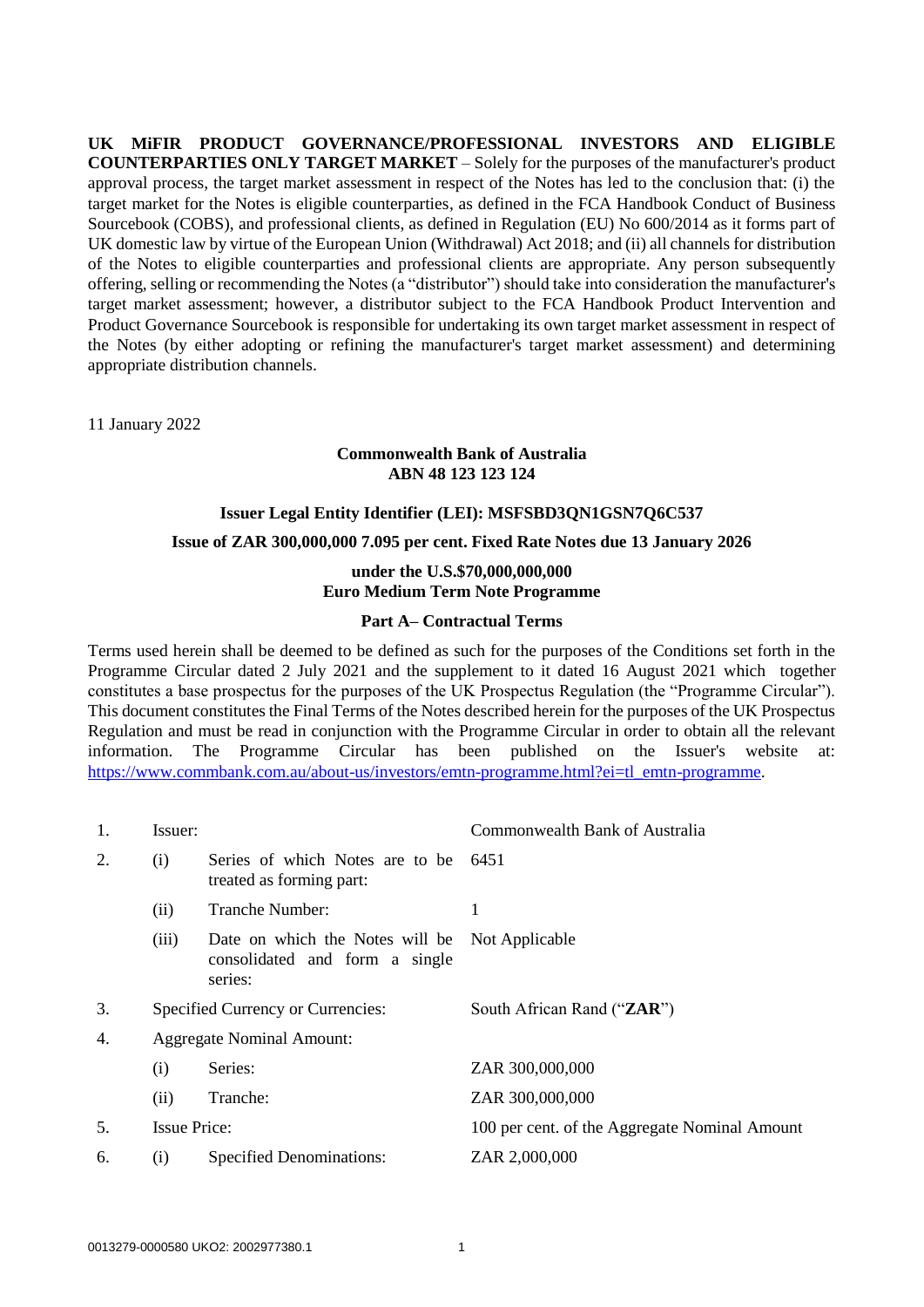**UK MiFIR PRODUCT GOVERNANCE/PROFESSIONAL INVESTORS AND ELIGIBLE COUNTERPARTIES ONLY TARGET MARKET** – Solely for the purposes of the manufacturer's product approval process, the target market assessment in respect of the Notes has led to the conclusion that: (i) the target market for the Notes is eligible counterparties, as defined in the FCA Handbook Conduct of Business Sourcebook (COBS), and professional clients, as defined in Regulation (EU) No 600/2014 as it forms part of UK domestic law by virtue of the European Union (Withdrawal) Act 2018; and (ii) all channels for distribution of the Notes to eligible counterparties and professional clients are appropriate. Any person subsequently offering, selling or recommending the Notes (a "distributor") should take into consideration the manufacturer's target market assessment; however, a distributor subject to the FCA Handbook Product Intervention and Product Governance Sourcebook is responsible for undertaking its own target market assessment in respect of the Notes (by either adopting or refining the manufacturer's target market assessment) and determining appropriate distribution channels.

11 January 2022

**Commonwealth Bank of Australia**
**ABN 48 123 123 124**

**Issuer Legal Entity Identifier (LEI): MSFSBD3QN1GSN7Q6C537**

**Issue of ZAR 300,000,000 7.095 per cent. Fixed Rate Notes due 13 January 2026**

**under the U.S.$70,000,000,000**
**Euro Medium Term Note Programme**

**Part A– Contractual Terms**

Terms used herein shall be deemed to be defined as such for the purposes of the Conditions set forth in the Programme Circular dated 2 July 2021 and the supplement to it dated 16 August 2021 which together constitutes a base prospectus for the purposes of the UK Prospectus Regulation (the "Programme Circular"). This document constitutes the Final Terms of the Notes described herein for the purposes of the UK Prospectus Regulation and must be read in conjunction with the Programme Circular in order to obtain all the relevant information. The Programme Circular has been published on the Issuer's website at: https://www.commbank.com.au/about-us/investors/emtn-programme.html?ei=tl_emtn-programme.

| | | | |
|---|---|---|---|
| 1. | Issuer: | | Commonwealth Bank of Australia |
| 2. | (i) | Series of which Notes are to be treated as forming part: | 6451 |
| | (ii) | Tranche Number: | 1 |
| | (iii) | Date on which the Notes will be consolidated and form a single series: | Not Applicable |
| 3. | Specified Currency or Currencies: | | South African Rand ("**ZAR**") |
| 4. | Aggregate Nominal Amount: | | |
| | (i) | Series: | ZAR 300,000,000 |
| | (ii) | Tranche: | ZAR 300,000,000 |
| 5. | Issue Price: | | 100 per cent. of the Aggregate Nominal Amount |
| 6. | (i) | Specified Denominations: | ZAR 2,000,000 |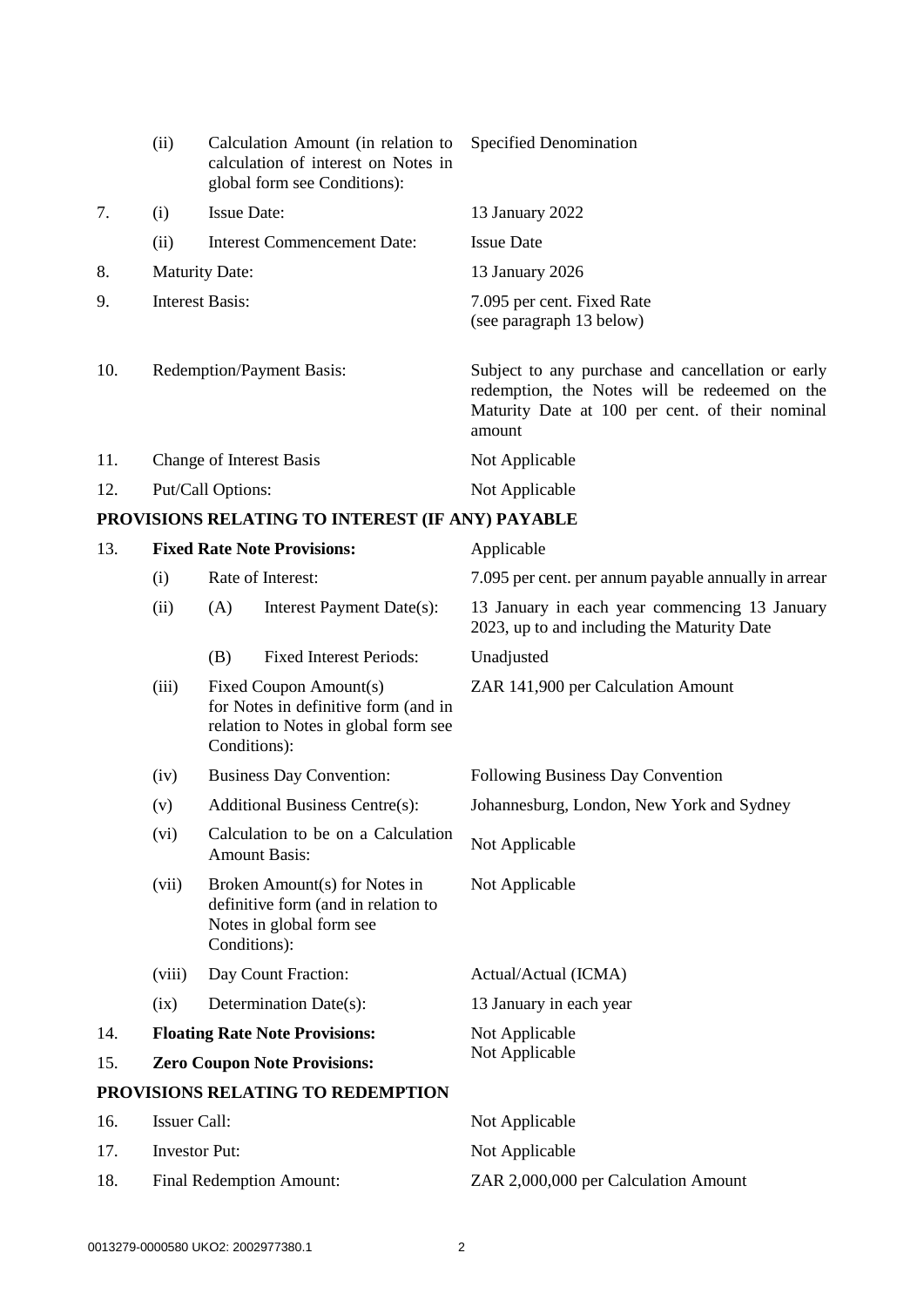| | | | |
|---|---|---|---|
| | (ii) | Calculation Amount (in relation to calculation of interest on Notes in global form see Conditions): | Specified Denomination |
| 7. | (i) | Issue Date: | 13 January 2022 |
| | (ii) | Interest Commencement Date: | Issue Date |
| 8. | | Maturity Date: | 13 January 2026 |
| 9. | | Interest Basis: | 7.095 per cent. Fixed Rate (see paragraph 13 below) |
| 10. | | Redemption/Payment Basis: | Subject to any purchase and cancellation or early redemption, the Notes will be redeemed on the Maturity Date at 100 per cent. of their nominal amount |
| 11. | | Change of Interest Basis | Not Applicable |
| 12. | | Put/Call Options: | Not Applicable |

**PROVISIONS RELATING TO INTEREST (IF ANY) PAYABLE**

| | | | |
|---|---|---|---|
| 13. | | **Fixed Rate Note Provisions:** | Applicable |
| | (i) | Rate of Interest: | 7.095 per cent. per annum payable annually in arrear |
| | (ii) | (A) Interest Payment Date(s): | 13 January in each year commencing 13 January 2023, up to and including the Maturity Date |
| | | (B) Fixed Interest Periods: | Unadjusted |
| | (iii) | Fixed Coupon Amount(s) for Notes in definitive form (and in relation to Notes in global form see Conditions): | ZAR 141,900 per Calculation Amount |
| | (iv) | Business Day Convention: | Following Business Day Convention |
| | (v) | Additional Business Centre(s): | Johannesburg, London, New York and Sydney |
| | (vi) | Calculation to be on a Calculation Amount Basis: | Not Applicable |
| | (vii) | Broken Amount(s) for Notes in definitive form (and in relation to Notes in global form see Conditions): | Not Applicable |
| | (viii) | Day Count Fraction: | Actual/Actual (ICMA) |
| | (ix) | Determination Date(s): | 13 January in each year |
| 14. | | **Floating Rate Note Provisions:** | Not Applicable |
| 15. | | **Zero Coupon Note Provisions:** | Not Applicable |

**PROVISIONS RELATING TO REDEMPTION**

| | | |
|---|---|---|
| 16. | Issuer Call: | Not Applicable |
| 17. | Investor Put: | Not Applicable |
| 18. | Final Redemption Amount: | ZAR 2,000,000 per Calculation Amount |

0013279-0000580 UKO2: 2002977380.1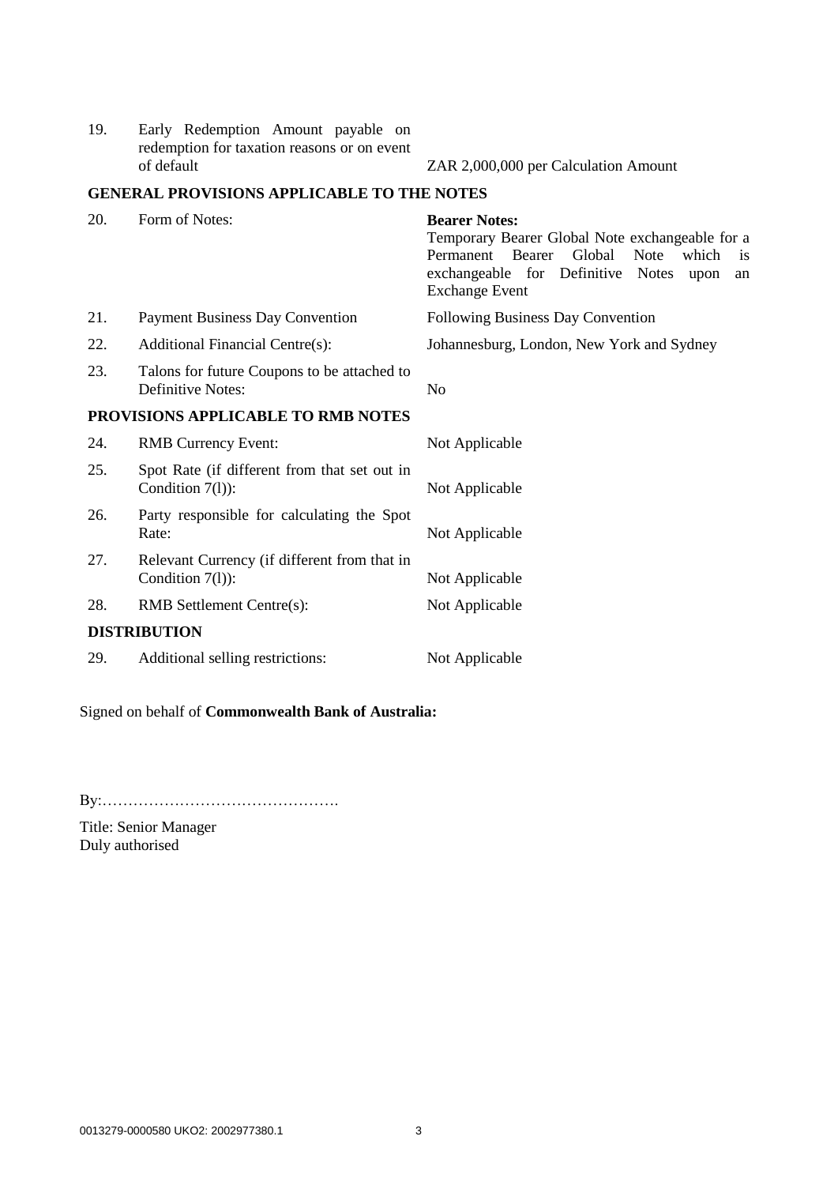| | | |
|---|---|---|
| 19. | Early Redemption Amount payable on redemption for taxation reasons or on event of default | ZAR 2,000,000 per Calculation Amount |

**GENERAL PROVISIONS APPLICABLE TO THE NOTES**

| | | |
|---|---|---|
| 20. | Form of Notes: | **Bearer Notes:** Temporary Bearer Global Note exchangeable for a Permanent Bearer Global Note which is exchangeable for Definitive Notes upon an Exchange Event |
| 21. | Payment Business Day Convention | Following Business Day Convention |
| 22. | Additional Financial Centre(s): | Johannesburg, London, New York and Sydney |
| 23. | Talons for future Coupons to be attached to Definitive Notes: | No |

**PROVISIONS APPLICABLE TO RMB NOTES**

| | | |
|---|---|---|
| 24. | RMB Currency Event: | Not Applicable |
| 25. | Spot Rate (if different from that set out in Condition 7(l)): | Not Applicable |
| 26. | Party responsible for calculating the Spot Rate: | Not Applicable |
| 27. | Relevant Currency (if different from that in Condition 7(l)): | Not Applicable |
| 28. | RMB Settlement Centre(s): | Not Applicable |

**DISTRIBUTION**

| | | |
|---|---|---|
| 29. | Additional selling restrictions: | Not Applicable |

Signed on behalf of **Commonwealth Bank of Australia:**

By:……………………………………….

Title: Senior Manager
Duly authorised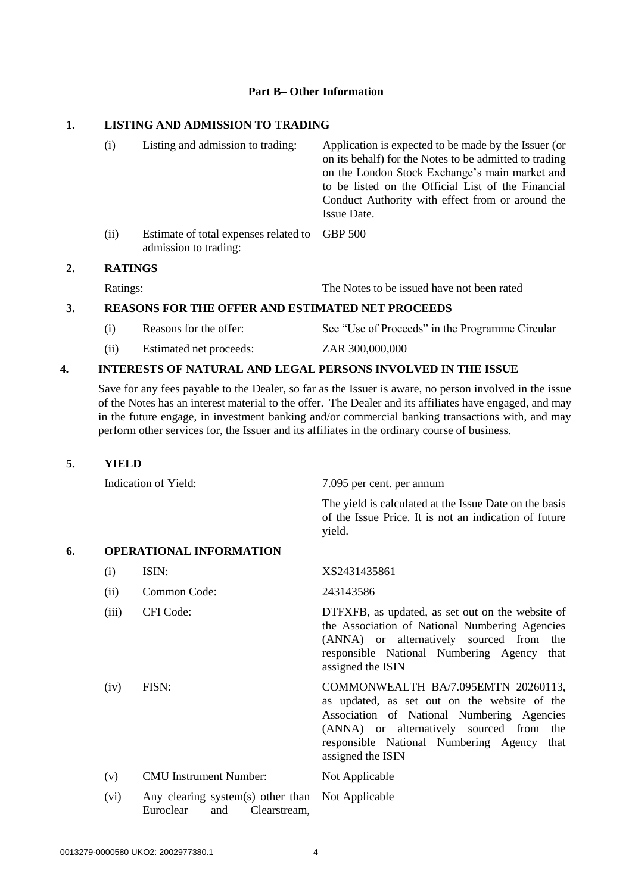## Part B– Other Information

### 1. LISTING AND ADMISSION TO TRADING

| | | |
|---|---|---|
| (i) | Listing and admission to trading: | Application is expected to be made by the Issuer (or on its behalf) for the Notes to be admitted to trading on the London Stock Exchange's main market and to be listed on the Official List of the Financial Conduct Authority with effect from or around the Issue Date. |
| (ii) | Estimate of total expenses related to admission to trading: | GBP 500 |

### 2. RATINGS

| | |
|---|---|
| Ratings: | The Notes to be issued have not been rated |

### 3. REASONS FOR THE OFFER AND ESTIMATED NET PROCEEDS

| | | |
|---|---|---|
| (i) | Reasons for the offer: | See "Use of Proceeds" in the Programme Circular |
| (ii) | Estimated net proceeds: | ZAR 300,000,000 |

### 4. INTERESTS OF NATURAL AND LEGAL PERSONS INVOLVED IN THE ISSUE

Save for any fees payable to the Dealer, so far as the Issuer is aware, no person involved in the issue of the Notes has an interest material to the offer. The Dealer and its affiliates have engaged, and may in the future engage, in investment banking and/or commercial banking transactions with, and may perform other services for, the Issuer and its affiliates in the ordinary course of business.

### 5. YIELD

| | |
|---|---|
| Indication of Yield: | 7.095 per cent. per annum<br><br>The yield is calculated at the Issue Date on the basis of the Issue Price. It is not an indication of future yield. |

### 6. OPERATIONAL INFORMATION

| | | |
|---|---|---|
| (i) | ISIN: | XS2431435861 |
| (ii) | Common Code: | 243143586 |
| (iii) | CFI Code: | DTFXFB, as updated, as set out on the website of the Association of National Numbering Agencies (ANNA) or alternatively sourced from the responsible National Numbering Agency that assigned the ISIN |
| (iv) | FISN: | COMMONWEALTH BA/7.095EMTN 20260113, as updated, as set out on the website of the Association of National Numbering Agencies (ANNA) or alternatively sourced from the responsible National Numbering Agency that assigned the ISIN |
| (v) | CMU Instrument Number: | Not Applicable |
| (vi) | Any clearing system(s) other than Euroclear and Clearstream, | Not Applicable |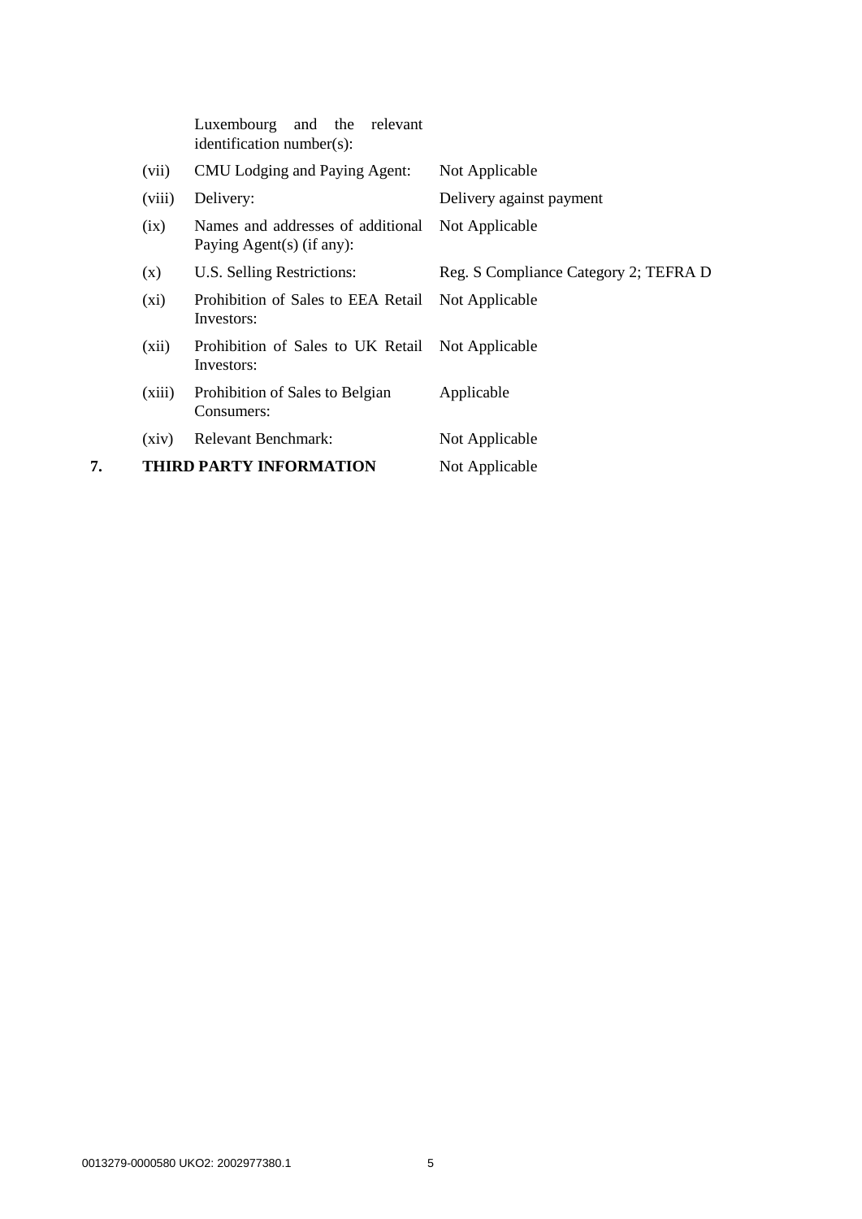| | | |
|---|---|---|
| | Luxembourg and the relevant identification number(s): | |
| (vii) | CMU Lodging and Paying Agent: | Not Applicable |
| (viii) | Delivery: | Delivery against payment |
| (ix) | Names and addresses of additional Paying Agent(s) (if any): | Not Applicable |
| (x) | U.S. Selling Restrictions: | Reg. S Compliance Category 2; TEFRA D |
| (xi) | Prohibition of Sales to EEA Retail Investors: | Not Applicable |
| (xii) | Prohibition of Sales to UK Retail Investors: | Not Applicable |
| (xiii) | Prohibition of Sales to Belgian Consumers: | Applicable |
| (xiv) | Relevant Benchmark: | Not Applicable |

**7. THIRD PARTY INFORMATION** Not Applicable

0013279-0000580 UKO2: 2002977380.1